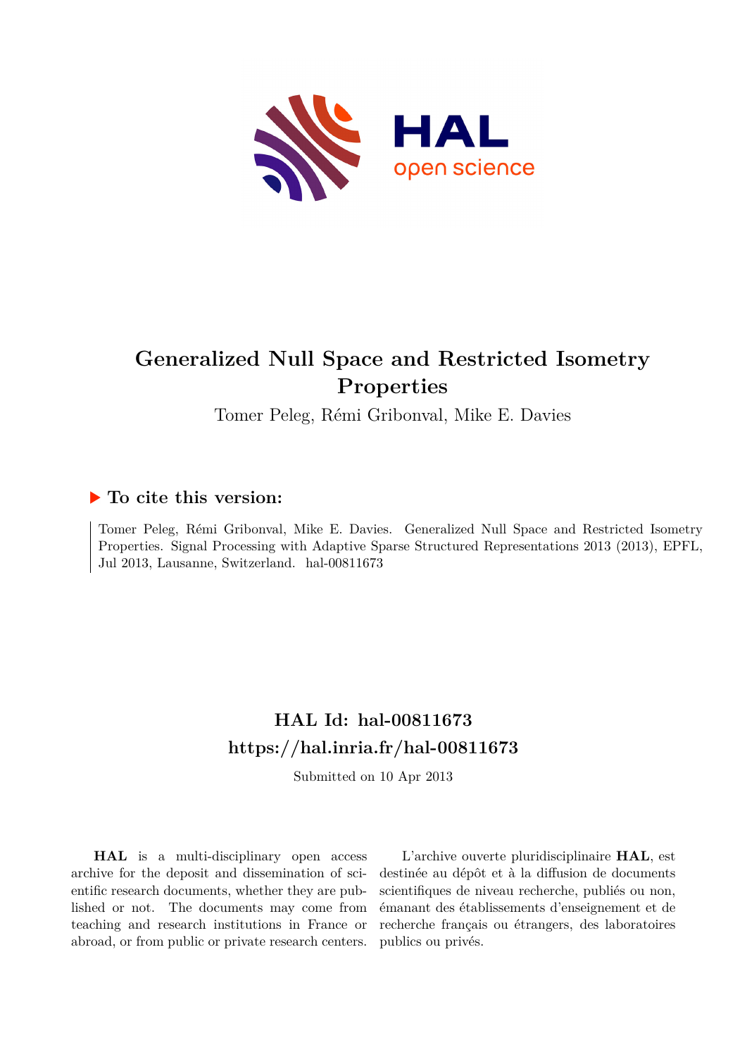# Generalized Null Space and Restricted Isometry Properties

Tomer Peleg, Rémi Gribonval, Mike E. Davies

## ▶ To cite this version:

Tomer Peleg, Rémi Gribonval, Mike E. Davies. Generalized Null Space and Restricted Isometry Properties. Signal Processing with Adaptive Sparse Structured Representations 2013 (2013), EPFL, Jul 2013, Lausanne, Switzerland. hal-00811673

## HAL Id: hal-00811673
## https://hal.inria.fr/hal-00811673

Submitted on 10 Apr 2013

**HAL** is a multi-disciplinary open access archive for the deposit and dissemination of scientific research documents, whether they are published or not. The documents may come from teaching and research institutions in France or abroad, or from public or private research centers.

L'archive ouverte pluridisciplinaire **HAL**, est destinée au dépôt et à la diffusion de documents scientifiques de niveau recherche, publiés ou non, émanant des établissements d'enseignement et de recherche français ou étrangers, des laboratoires publics ou privés.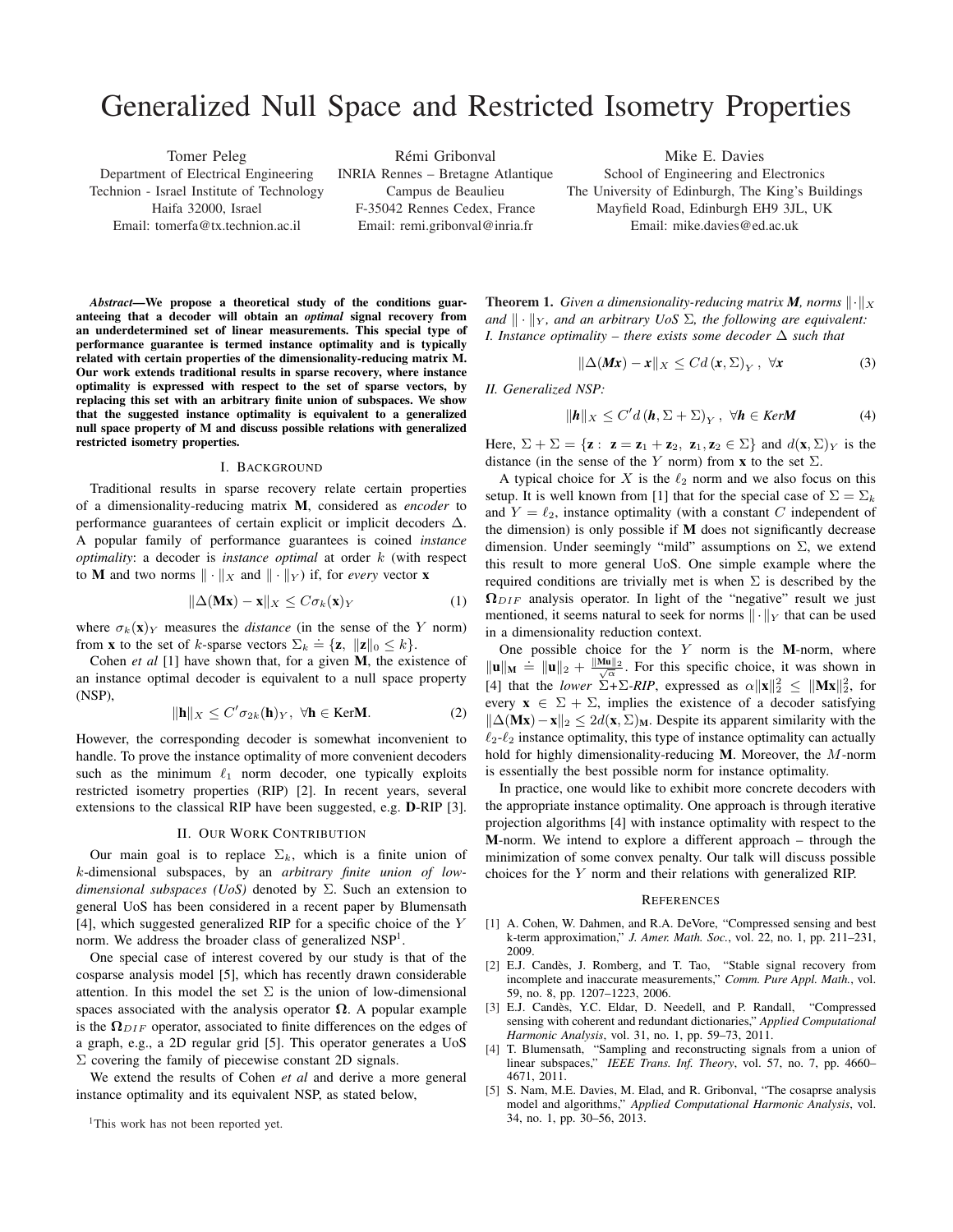# Generalized Null Space and Restricted Isometry Properties

Tomer Peleg
Department of Electrical Engineering
Technion - Israel Institute of Technology
Haifa 32000, Israel
Email: tomerfa@tx.technion.ac.il

Rémi Gribonval
INRIA Rennes – Bretagne Atlantique
Campus de Beaulieu
F-35042 Rennes Cedex, France
Email: remi.gribonval@inria.fr

Mike E. Davies
School of Engineering and Electronics
The University of Edinburgh, The King's Buildings
Mayfield Road, Edinburgh EH9 3JL, UK
Email: mike.davies@ed.ac.uk

***Abstract*—We propose a theoretical study of the conditions guaranteeing that a decoder will obtain an *optimal* signal recovery from an underdetermined set of linear measurements. This special type of performance guarantee is termed instance optimality and is typically related with certain properties of the dimensionality-reducing matrix M. Our work extends traditional results in sparse recovery, where instance optimality is expressed with respect to the set of sparse vectors, by replacing this set with an arbitrary finite union of subspaces. We show that the suggested instance optimality is equivalent to a generalized null space property of M and discuss possible relations with generalized restricted isometry properties.**

## I. Background

Traditional results in sparse recovery relate certain properties of a dimensionality-reducing matrix $\mathbf{M}$, considered as *encoder* to performance guarantees of certain explicit or implicit decoders $\Delta$. A popular family of performance guarantees is coined *instance optimality*: a decoder is *instance optimal* at order $k$ (with respect to $\mathbf{M}$ and two norms $\|\cdot\|_X$ and $\|\cdot\|_Y$) if, for *every* vector $\mathbf{x}$

$$\|\Delta(\mathbf{M}\mathbf{x}) - \mathbf{x}\|_X \leq C\sigma_k(\mathbf{x})_Y \tag{1}$$

where $\sigma_k(\mathbf{x})_Y$ measures the *distance* (in the sense of the $Y$ norm) from $\mathbf{x}$ to the set of $k$-sparse vectors $\Sigma_k \doteq \{\mathbf{z},\ \|\mathbf{z}\|_0 \leq k\}$.

Cohen *et al* [1] have shown that, for a given $\mathbf{M}$, the existence of an instance optimal decoder is equivalent to a null space property (NSP),

$$\|\mathbf{h}\|_X \leq C'\sigma_{2k}(\mathbf{h})_Y,\ \forall \mathbf{h} \in \mathrm{Ker}\mathbf{M}. \tag{2}$$

However, the corresponding decoder is somewhat inconvenient to handle. To prove the instance optimality of more convenient decoders such as the minimum $\ell_1$ norm decoder, one typically exploits restricted isometry properties (RIP) [2]. In recent years, several extensions to the classical RIP have been suggested, e.g. **D**-RIP [3].

## II. Our Work Contribution

Our main goal is to replace $\Sigma_k$, which is a finite union of $k$-dimensional subspaces, by an *arbitrary finite union of low-dimensional subspaces (UoS)* denoted by $\Sigma$. Such an extension to general UoS has been considered in a recent paper by Blumensath [4], which suggested generalized RIP for a specific choice of the $Y$ norm. We address the broader class of generalized NSP[1].

One special case of interest covered by our study is that of the cosparse analysis model [5], which has recently drawn considerable attention. In this model the set $\Sigma$ is the union of low-dimensional spaces associated with the analysis operator $\mathbf{\Omega}$. A popular example is the $\mathbf{\Omega}_{DIF}$ operator, associated to finite differences on the edges of a graph, e.g., a 2D regular grid [5]. This operator generates a UoS $\Sigma$ covering the family of piecewise constant 2D signals.

We extend the results of Cohen *et al* and derive a more general instance optimality and its equivalent NSP, as stated below,

[1]This work has not been reported yet.

**Theorem 1.** *Given a dimensionality-reducing matrix $\boldsymbol{M}$, norms $\|\cdot\|_X$ and $\|\cdot\|_Y$, and an arbitrary UoS $\Sigma$, the following are equivalent:*
*I. Instance optimality – there exists some decoder $\Delta$ such that*

$$\|\Delta(\boldsymbol{M}\boldsymbol{x}) - \boldsymbol{x}\|_X \leq Cd\left(\boldsymbol{x}, \Sigma\right)_Y,\ \forall \boldsymbol{x} \tag{3}$$

*II. Generalized NSP:*

$$\|\boldsymbol{h}\|_X \leq C'd\left(\boldsymbol{h}, \Sigma + \Sigma\right)_Y,\ \forall \boldsymbol{h} \in Ker\boldsymbol{M} \tag{4}$$

Here, $\Sigma + \Sigma = \{\mathbf{z}:\ \mathbf{z} = \mathbf{z}_1 + \mathbf{z}_2,\ \mathbf{z}_1, \mathbf{z}_2 \in \Sigma\}$ and $d(\mathbf{x}, \Sigma)_Y$ is the distance (in the sense of the $Y$ norm) from $\mathbf{x}$ to the set $\Sigma$.

A typical choice for $X$ is the $\ell_2$ norm and we also focus on this setup. It is well known from [1] that for the special case of $\Sigma = \Sigma_k$ and $Y = \ell_2$, instance optimality (with a constant $C$ independent of the dimension) is only possible if $\mathbf{M}$ does not significantly decrease dimension. Under seemingly "mild" assumptions on $\Sigma$, we extend this result to more general UoS. One simple example where the required conditions are trivially met is when $\Sigma$ is described by the $\mathbf{\Omega}_{DIF}$ analysis operator. In light of the "negative" result we just mentioned, it seems natural to seek for norms $\|\cdot\|_Y$ that can be used in a dimensionality reduction context.

One possible choice for the $Y$ norm is the $\mathbf{M}$-norm, where $\|\mathbf{u}\|_{\mathbf{M}} \doteq \|\mathbf{u}\|_2 + \frac{\|\mathbf{M}\mathbf{u}\|_2}{\sqrt{\alpha}}$. For this specific choice, it was shown in [4] that the *lower* $\Sigma$+$\Sigma$-*RIP*, expressed as $\alpha\|\mathbf{x}\|_2^2 \leq \|\mathbf{M}\mathbf{x}\|_2^2$, for every $\mathbf{x} \in \Sigma + \Sigma$, implies the existence of a decoder satisfying $\|\Delta(\mathbf{M}\mathbf{x}) - \mathbf{x}\|_2 \leq 2d(\mathbf{x}, \Sigma)_{\mathbf{M}}$. Despite its apparent similarity with the $\ell_2$-$\ell_2$ instance optimality, this type of instance optimality can actually hold for highly dimensionality-reducing $\mathbf{M}$. Moreover, the $M$-norm is essentially the best possible norm for instance optimality.

In practice, one would like to exhibit more concrete decoders with the appropriate instance optimality. One approach is through iterative projection algorithms [4] with instance optimality with respect to the $\mathbf{M}$-norm. We intend to explore a different approach – through the minimization of some convex penalty. Our talk will discuss possible choices for the $Y$ norm and their relations with generalized RIP.

## References

[1] A. Cohen, W. Dahmen, and R.A. DeVore, "Compressed sensing and best k-term approximation," *J. Amer. Math. Soc.*, vol. 22, no. 1, pp. 211–231, 2009.

[2] E.J. Candès, J. Romberg, and T. Tao, "Stable signal recovery from incomplete and inaccurate measurements," *Comm. Pure Appl. Math.*, vol. 59, no. 8, pp. 1207–1223, 2006.

[3] E.J. Candès, Y.C. Eldar, D. Needell, and P. Randall, "Compressed sensing with coherent and redundant dictionaries," *Applied Computational Harmonic Analysis*, vol. 31, no. 1, pp. 59–73, 2011.

[4] T. Blumensath, "Sampling and reconstructing signals from a union of linear subspaces," *IEEE Trans. Inf. Theory*, vol. 57, no. 7, pp. 4660–4671, 2011.

[5] S. Nam, M.E. Davies, M. Elad, and R. Gribonval, "The cosaprse analysis model and algorithms," *Applied Computational Harmonic Analysis*, vol. 34, no. 1, pp. 30–56, 2013.